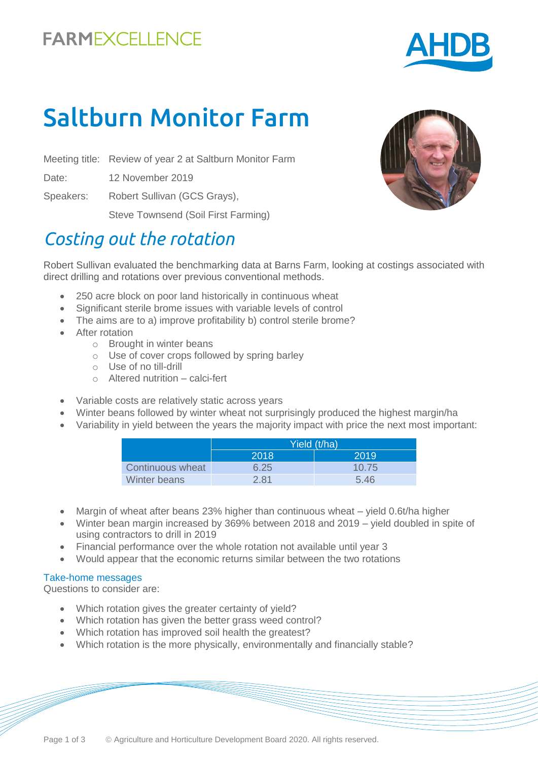FARMEXCELLENCE

AHDB

# Saltburn Monitor Farm

Meeting title: Review of year 2 at Saltburn Monitor Farm

Date: 12 November 2019

Speakers: Robert Sullivan (GCS Grays),

Steve Townsend (Soil First Farming)

## *Costing out the rotation*

Robert Sullivan evaluated the benchmarking data at Barns Farm, looking at costings associated with direct drilling and rotations over previous conventional methods.

- 250 acre block on poor land historically in continuous wheat
- Significant sterile brome issues with variable levels of control
- The aims are to a) improve profitability b) control sterile brome?
- After rotation
  - Brought in winter beans
  - Use of cover crops followed by spring barley
  - Use of no till-drill
  - Altered nutrition – calci-fert

- Variable costs are relatively static across years
- Winter beans followed by winter wheat not surprisingly produced the highest margin/ha
- Variability in yield between the years the majority impact with price the next most important:

| | Yield (t/ha) | |
|---|---|---|
| | 2018 | 2019 |
| Continuous wheat | 6.25 | 10.75 |
| Winter beans | 2.81 | 5.46 |

- Margin of wheat after beans 23% higher than continuous wheat – yield 0.6t/ha higher
- Winter bean margin increased by 369% between 2018 and 2019 – yield doubled in spite of using contractors to drill in 2019
- Financial performance over the whole rotation not available until year 3
- Would appear that the economic returns similar between the two rotations

### Take-home messages

Questions to consider are:

- Which rotation gives the greater certainty of yield?
- Which rotation has given the better grass weed control?
- Which rotation has improved soil health the greatest?
- Which rotation is the more physically, environmentally and financially stable?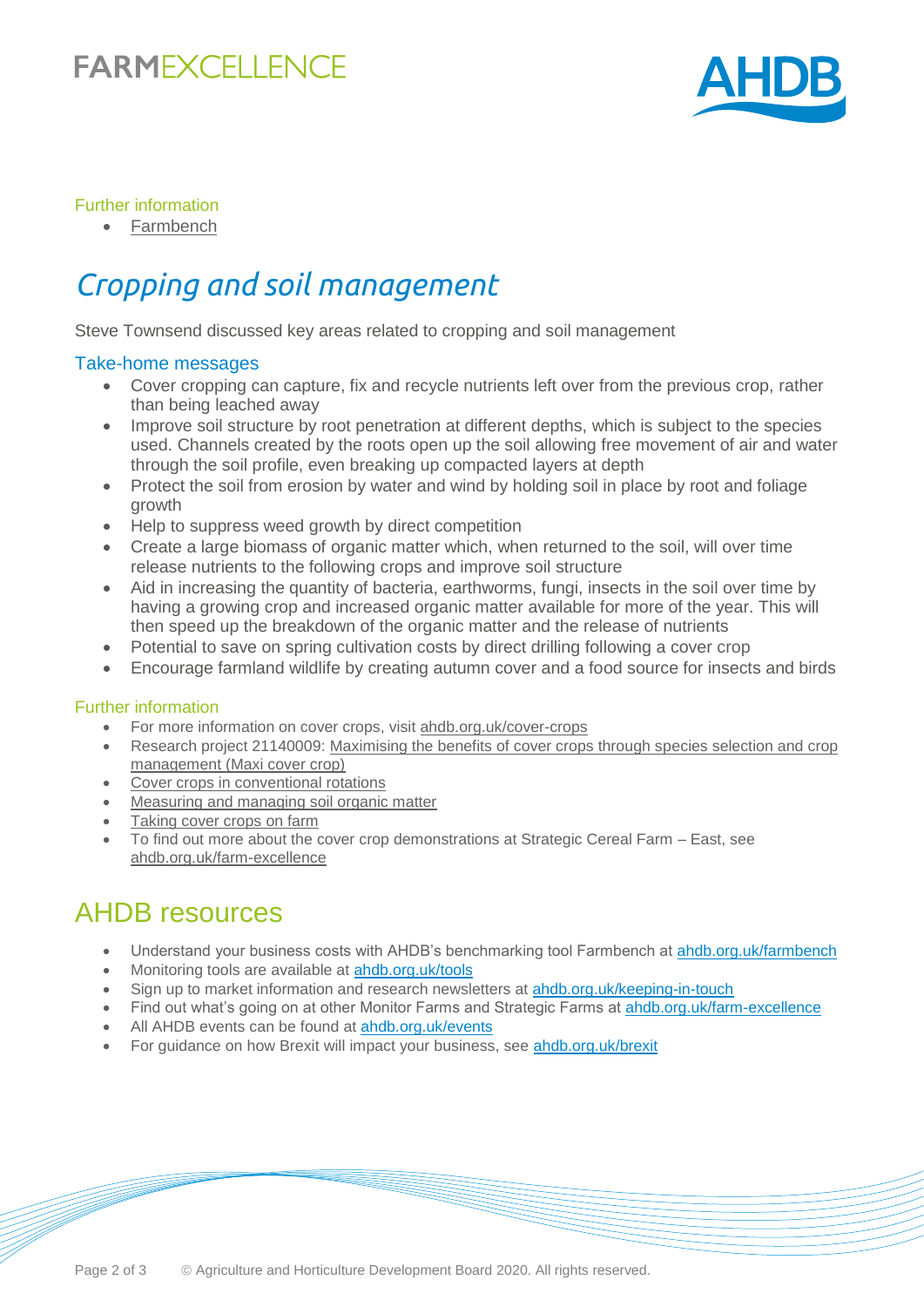### Further information

- Farmbench

## *Cropping and soil management*

Steve Townsend discussed key areas related to cropping and soil management

### Take-home messages

- Cover cropping can capture, fix and recycle nutrients left over from the previous crop, rather than being leached away
- Improve soil structure by root penetration at different depths, which is subject to the species used. Channels created by the roots open up the soil allowing free movement of air and water through the soil profile, even breaking up compacted layers at depth
- Protect the soil from erosion by water and wind by holding soil in place by root and foliage growth
- Help to suppress weed growth by direct competition
- Create a large biomass of organic matter which, when returned to the soil, will over time release nutrients to the following crops and improve soil structure
- Aid in increasing the quantity of bacteria, earthworms, fungi, insects in the soil over time by having a growing crop and increased organic matter available for more of the year. This will then speed up the breakdown of the organic matter and the release of nutrients
- Potential to save on spring cultivation costs by direct drilling following a cover crop
- Encourage farmland wildlife by creating autumn cover and a food source for insects and birds

### Further information

- For more information on cover crops, visit ahdb.org.uk/cover-crops
- Research project 21140009: Maximising the benefits of cover crops through species selection and crop management (Maxi cover crop)
- Cover crops in conventional rotations
- Measuring and managing soil organic matter
- Taking cover crops on farm
- To find out more about the cover crop demonstrations at Strategic Cereal Farm – East, see ahdb.org.uk/farm-excellence

## AHDB resources

- Understand your business costs with AHDB's benchmarking tool Farmbench at ahdb.org.uk/farmbench
- Monitoring tools are available at ahdb.org.uk/tools
- Sign up to market information and research newsletters at ahdb.org.uk/keeping-in-touch
- Find out what's going on at other Monitor Farms and Strategic Farms at ahdb.org.uk/farm-excellence
- All AHDB events can be found at ahdb.org.uk/events
- For guidance on how Brexit will impact your business, see ahdb.org.uk/brexit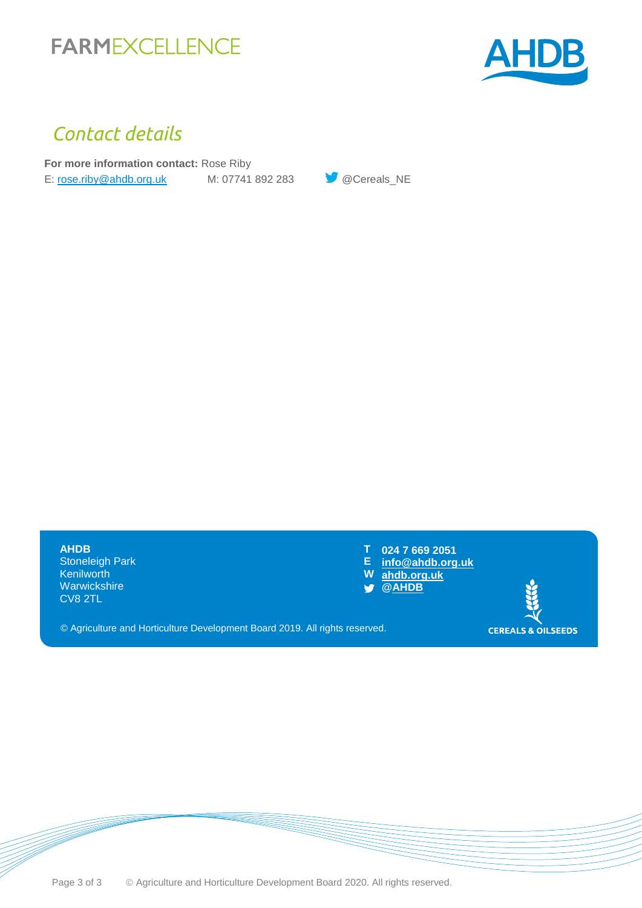FARMEXCELLENCE

AHDB

## *Contact details*

**For more information contact:** Rose Riby
E: rose.riby@ahdb.org.uk M: 07741 892 283 @Cereals_NE

**AHDB**
Stoneleigh Park
Kenilworth
Warwickshire
CV8 2TL

**T** **024 7 669 2051**
**E** **info@ahdb.org.uk**
**W** **ahdb.org.uk**
**@AHDB**

© Agriculture and Horticulture Development Board 2019. All rights reserved.

CEREALS & OILSEEDS